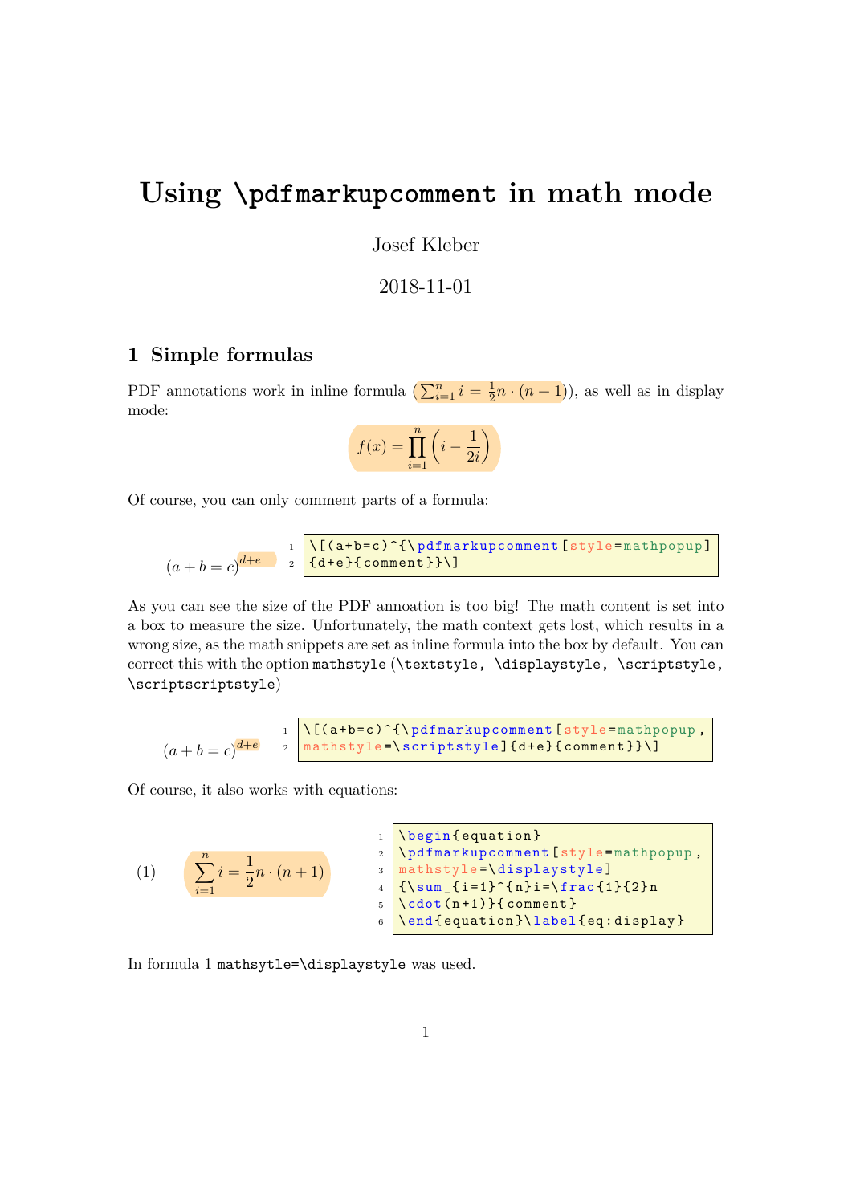# Using \pdfmarkupcomment in math mode

Josef Kleber

2018-11-01

## 1 Simple formulas

PDF annotations work in inline formula ($\sum_{i=1}^{n} i = \frac{1}{2}n \cdot (n+1)$), as well as in display mode:

$$f(x) = \prod_{i=1}^{n} \left( i - \frac{1}{2i} \right)$$

Of course, you can only comment parts of a formula:

$$(a+b=c)^{d+e}$$

```
\[(a+b=c)^{\pdfmarkupcomment[style=mathpopup]
{d+e}{comment}}\]
```

As you can see the size of the PDF annoation is too big! The math content is set into a box to measure the size. Unfortunately, the math context gets lost, which results in a wrong size, as the math snippets are set as inline formula into the box by default. You can correct this with the option `mathstyle` (`\textstyle`, `\displaystyle`, `\scriptstyle`, `\scriptscriptstyle`)

$$(a+b=c)^{d+e}$$

```
\[(a+b=c)^{\pdfmarkupcomment[style=mathpopup,
mathstyle=\scriptstyle]{d+e}{comment}}\]
```

Of course, it also works with equations:

$$\sum_{i=1}^{n} i = \frac{1}{2}n \cdot (n+1) \tag{1}$$

```
\begin{equation}
\pdfmarkupcomment[style=mathpopup,
mathstyle=\displaystyle]
{\sum_{i=1}^{n}i=\frac{1}{2}n
\cdot(n+1)}{comment}
\end{equation}\label{eq:display}
```

In formula 1 `mathsytle=\displaystyle` was used.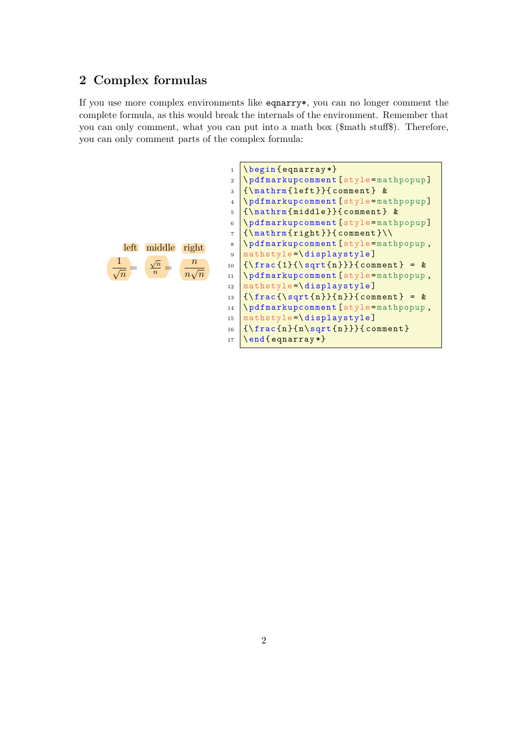## 2 Complex formulas

If you use more complex environments like `eqnarry*`, you can no longer comment the complete formula, as this would break the internals of the environment. Remember that you can only comment, what you can put into a math box ($math stuff$). Therefore, you can only comment parts of the complex formula:

$$\mathrm{left} \quad \mathrm{middle} \quad \mathrm{right}$$
$$\frac{1}{\sqrt{n}} = \frac{\sqrt{n}}{n} = \frac{n}{n\sqrt{n}}$$

```
\begin{eqnarray*}
\pdfmarkupcomment[style=mathpopup]
{\mathrm{left}}{comment} &
\pdfmarkupcomment[style=mathpopup]
{\mathrm{middle}}{comment} &
\pdfmarkupcomment[style=mathpopup]
{\mathrm{right}}{comment}\\
\pdfmarkupcomment[style=mathpopup,
mathstyle=\displaystyle]
{\frac{1}{\sqrt{n}}}{comment} = &
\pdfmarkupcomment[style=mathpopup,
mathstyle=\displaystyle]
{\frac{\sqrt{n}}{n}}{comment} = &
\pdfmarkupcomment[style=mathpopup,
mathstyle=\displaystyle]
{\frac{n}{n\sqrt{n}}}{comment}
\end{eqnarray*}
```